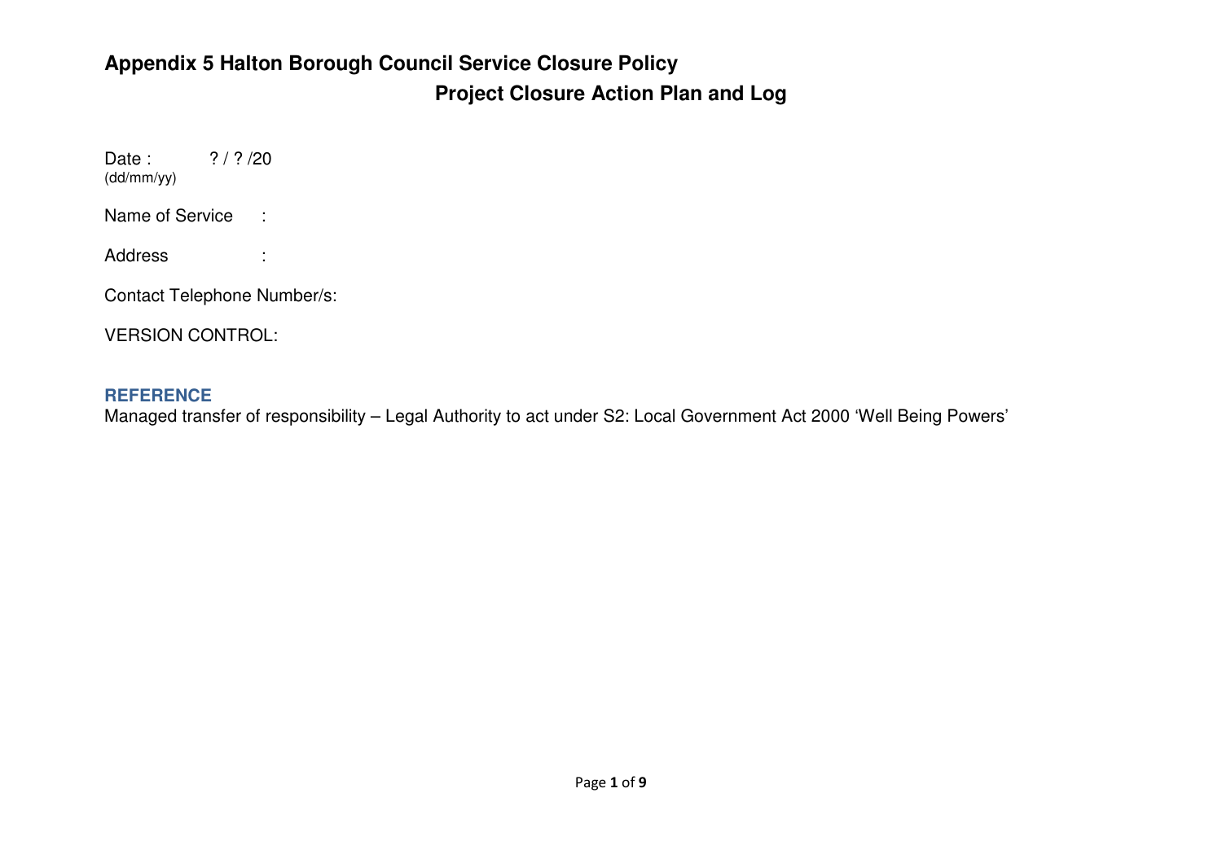# Appendix 5 Halton Borough Council Service Closure Policy

## Project Closure Action Plan and Log

Date : ? / ? /20
(dd/mm/yy)

Name of Service :

Address :

Contact Telephone Number/s:

VERSION CONTROL:

### REFERENCE

Managed transfer of responsibility – Legal Authority to act under S2: Local Government Act 2000 'Well Being Powers'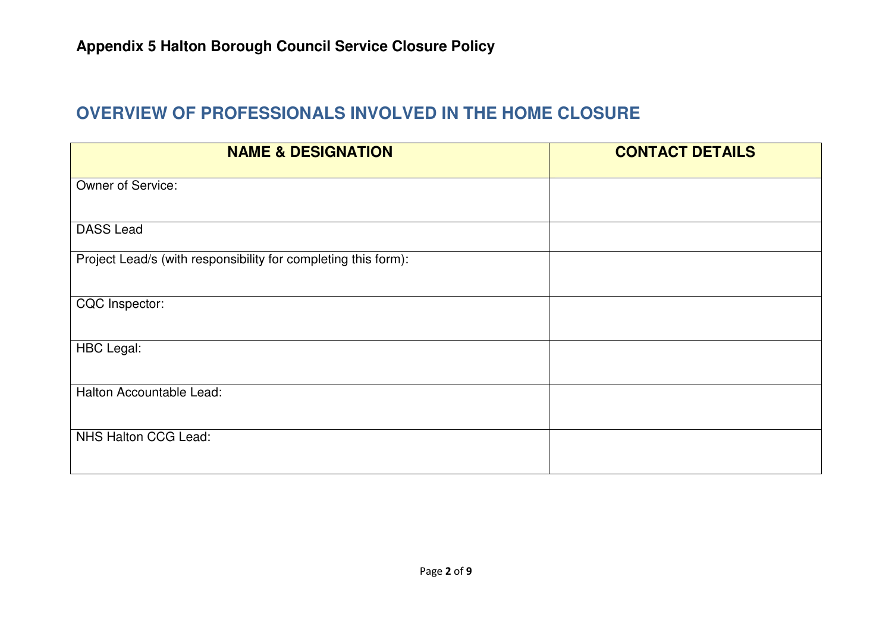**Appendix 5 Halton Borough Council Service Closure Policy**

## OVERVIEW OF PROFESSIONALS INVOLVED IN THE HOME CLOSURE

| NAME & DESIGNATION | CONTACT DETAILS |
|---|---|
| Owner of Service: | |
| DASS Lead | |
| Project Lead/s (with responsibility for completing this form): | |
| CQC Inspector: | |
| HBC Legal: | |
| Halton Accountable Lead: | |
| NHS Halton CCG Lead: | |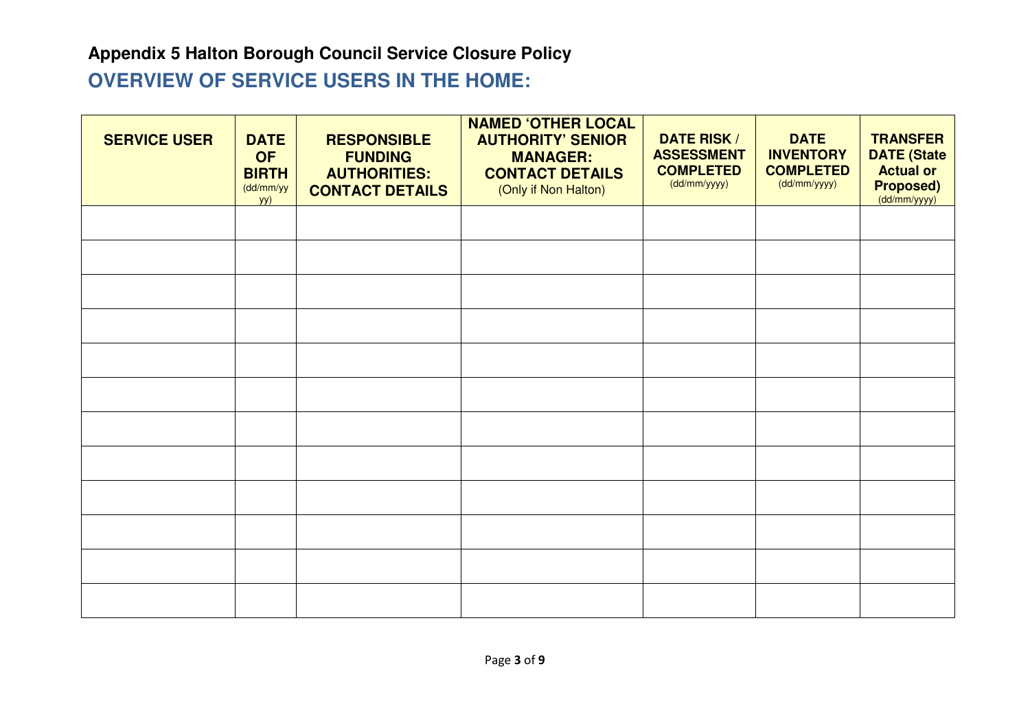**Appendix 5 Halton Borough Council Service Closure Policy**

## OVERVIEW OF SERVICE USERS IN THE HOME:

| SERVICE USER | DATE OF BIRTH (dd/mm/yyyy) | RESPONSIBLE FUNDING AUTHORITIES: CONTACT DETAILS | NAMED 'OTHER LOCAL AUTHORITY' SENIOR MANAGER: CONTACT DETAILS (Only if Non Halton) | DATE RISK / ASSESSMENT COMPLETED (dd/mm/yyyy) | DATE INVENTORY COMPLETED (dd/mm/yyyy) | TRANSFER DATE (State Actual or Proposed) (dd/mm/yyyy) |
|---|---|---|---|---|---|---|
| | | | | | | |
| | | | | | | |
| | | | | | | |
| | | | | | | |
| | | | | | | |
| | | | | | | |
| | | | | | | |
| | | | | | | |
| | | | | | | |
| | | | | | | |
| | | | | | | |
| | | | | | | |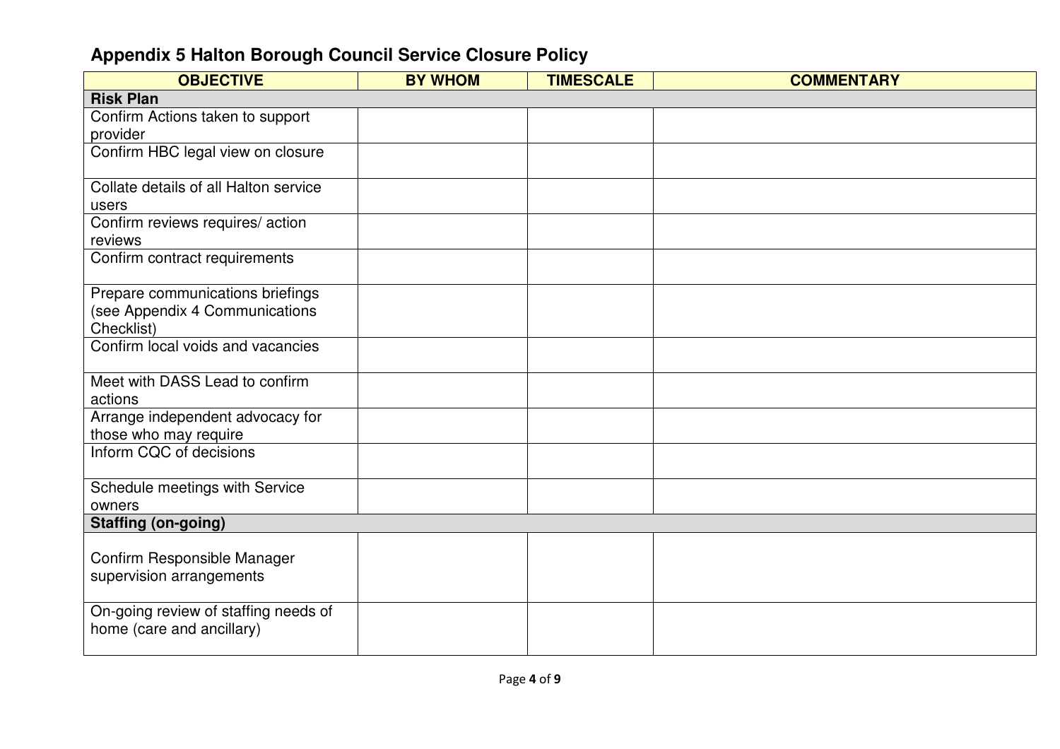## Appendix 5 Halton Borough Council Service Closure Policy

| OBJECTIVE | BY WHOM | TIMESCALE | COMMENTARY |
|---|---|---|---|
| **Risk Plan** | | | |
| Confirm Actions taken to support provider | | | |
| Confirm HBC legal view on closure | | | |
| Collate details of all Halton service users | | | |
| Confirm reviews requires/ action reviews | | | |
| Confirm contract requirements | | | |
| Prepare communications briefings (see Appendix 4 Communications Checklist) | | | |
| Confirm local voids and vacancies | | | |
| Meet with DASS Lead to confirm actions | | | |
| Arrange independent advocacy for those who may require | | | |
| Inform CQC of decisions | | | |
| Schedule meetings with Service owners | | | |
| **Staffing (on-going)** | | | |
| Confirm Responsible Manager supervision arrangements | | | |
| On-going review of staffing needs of home (care and ancillary) | | | |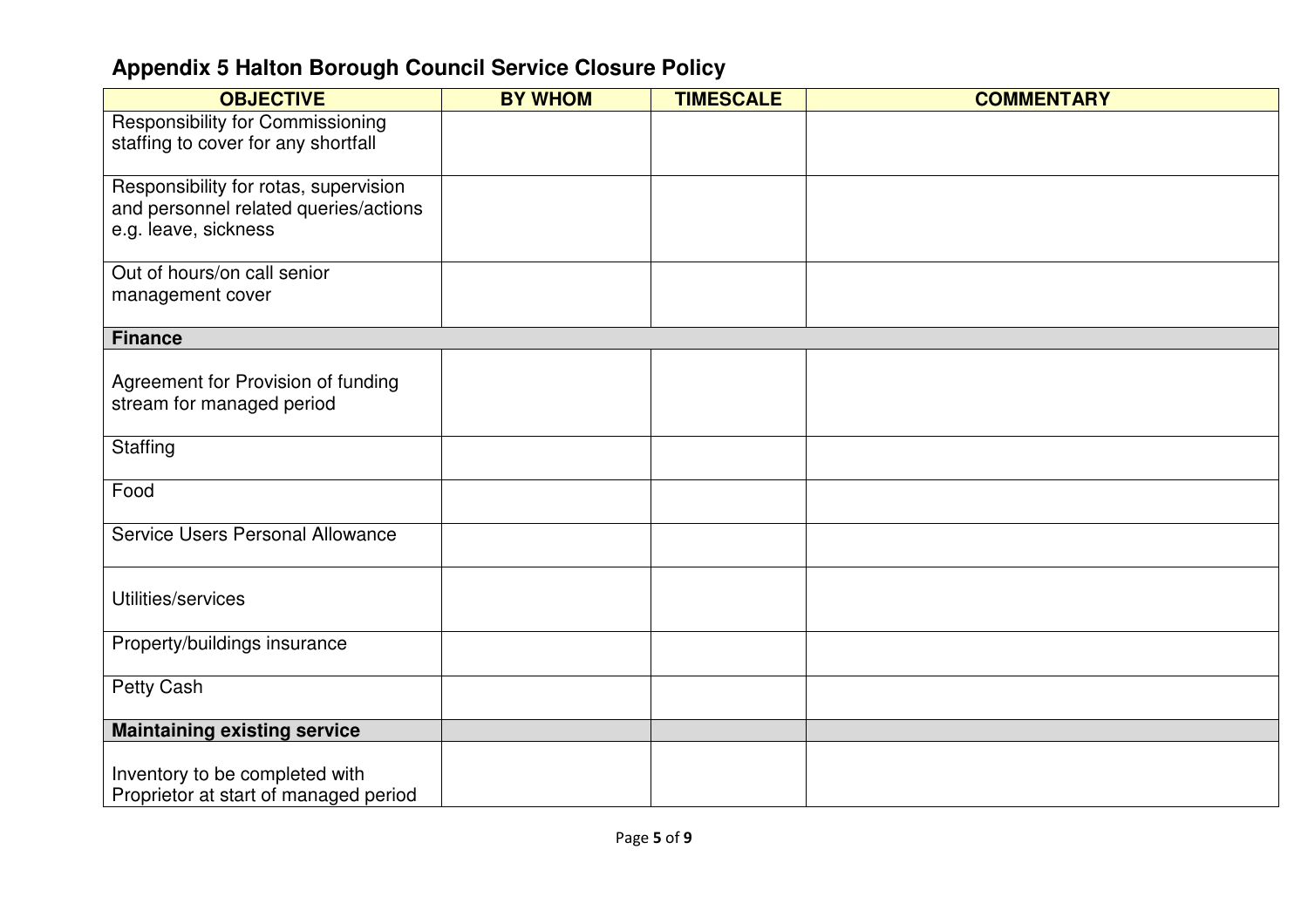## Appendix 5 Halton Borough Council Service Closure Policy

| OBJECTIVE | BY WHOM | TIMESCALE | COMMENTARY |
|---|---|---|---|
| Responsibility for Commissioning staffing to cover for any shortfall | | | |
| Responsibility for rotas, supervision and personnel related queries/actions e.g. leave, sickness | | | |
| Out of hours/on call senior management cover | | | |
| **Finance** | | | |
| Agreement for Provision of funding stream for managed period | | | |
| Staffing | | | |
| Food | | | |
| Service Users Personal Allowance | | | |
| Utilities/services | | | |
| Property/buildings insurance | | | |
| Petty Cash | | | |
| **Maintaining existing service** | | | |
| Inventory to be completed with Proprietor at start of managed period | | | |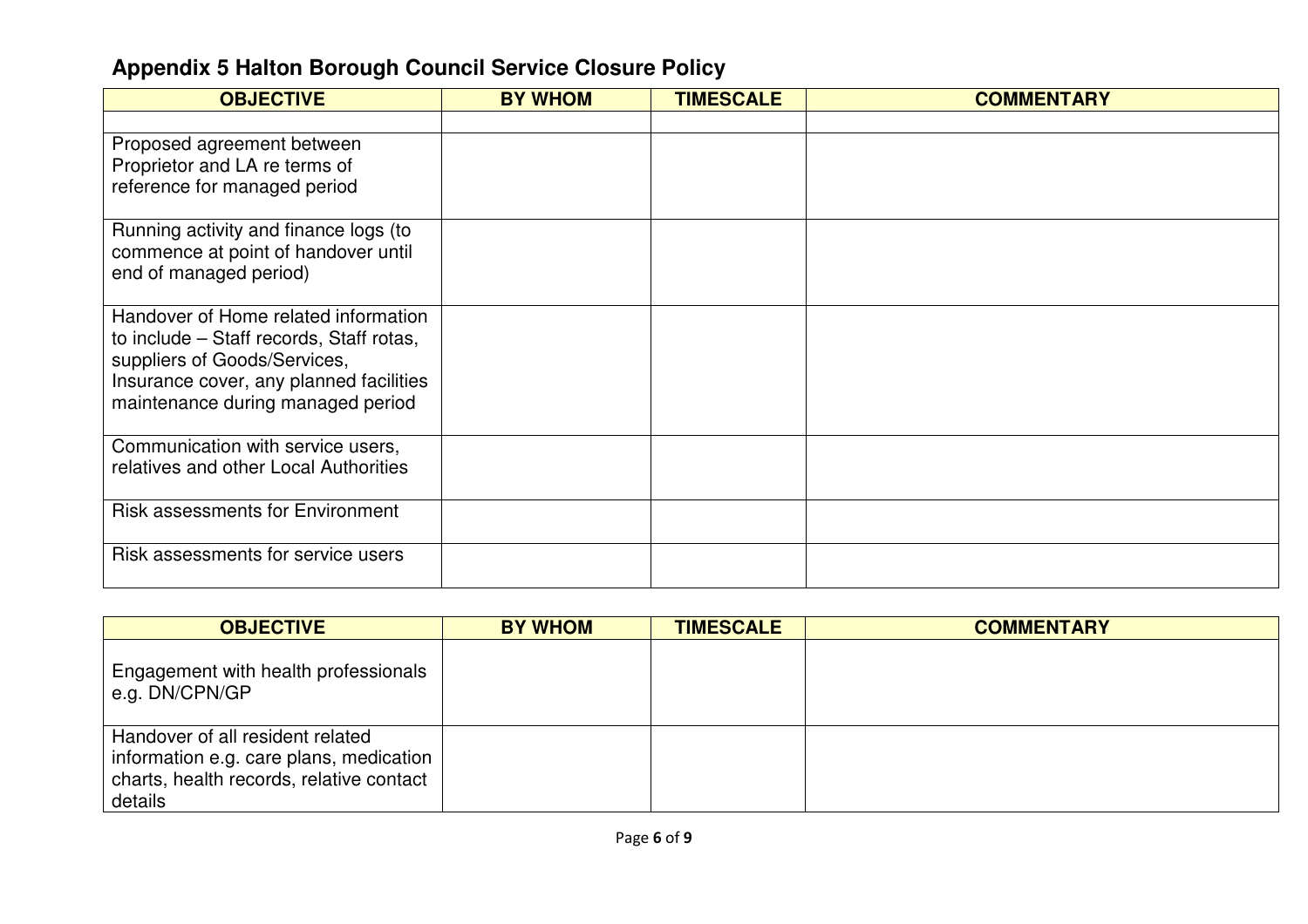## Appendix 5 Halton Borough Council Service Closure Policy

| OBJECTIVE | BY WHOM | TIMESCALE | COMMENTARY |
|---|---|---|---|
| | | | |
| Proposed agreement between Proprietor and LA re terms of reference for managed period | | | |
| Running activity and finance logs (to commence at point of handover until end of managed period) | | | |
| Handover of Home related information to include – Staff records, Staff rotas, suppliers of Goods/Services, Insurance cover, any planned facilities maintenance during managed period | | | |
| Communication with service users, relatives and other Local Authorities | | | |
| Risk assessments for Environment | | | |
| Risk assessments for service users | | | |

| OBJECTIVE | BY WHOM | TIMESCALE | COMMENTARY |
|---|---|---|---|
| Engagement with health professionals e.g. DN/CPN/GP | | | |
| Handover of all resident related information e.g. care plans, medication charts, health records, relative contact details | | | |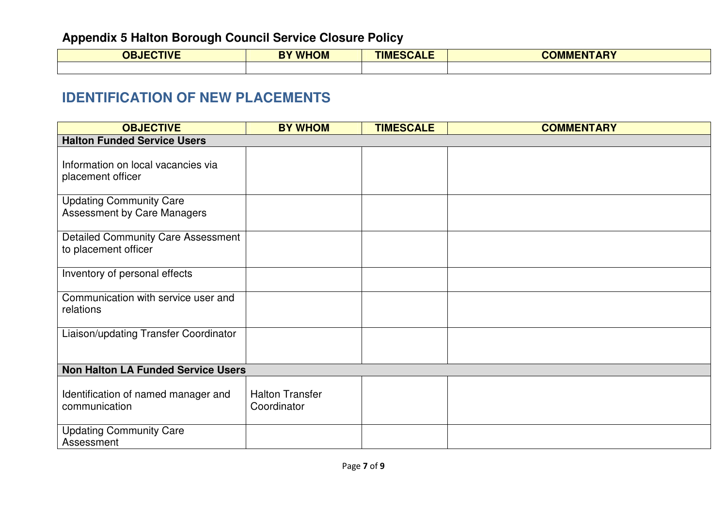## Appendix 5 Halton Borough Council Service Closure Policy

| OBJECTIVE | BY WHOM | TIMESCALE | COMMENTARY |
|---|---|---|---|
| | | | |

## IDENTIFICATION OF NEW PLACEMENTS

| OBJECTIVE | BY WHOM | TIMESCALE | COMMENTARY |
|---|---|---|---|
| **Halton Funded Service Users** | | | |
| Information on local vacancies via placement officer | | | |
| Updating Community Care Assessment by Care Managers | | | |
| Detailed Community Care Assessment to placement officer | | | |
| Inventory of personal effects | | | |
| Communication with service user and relations | | | |
| Liaison/updating Transfer Coordinator | | | |
| **Non Halton LA Funded Service Users** | | | |
| Identification of named manager and communication | Halton Transfer Coordinator | | |
| Updating Community Care Assessment | | | |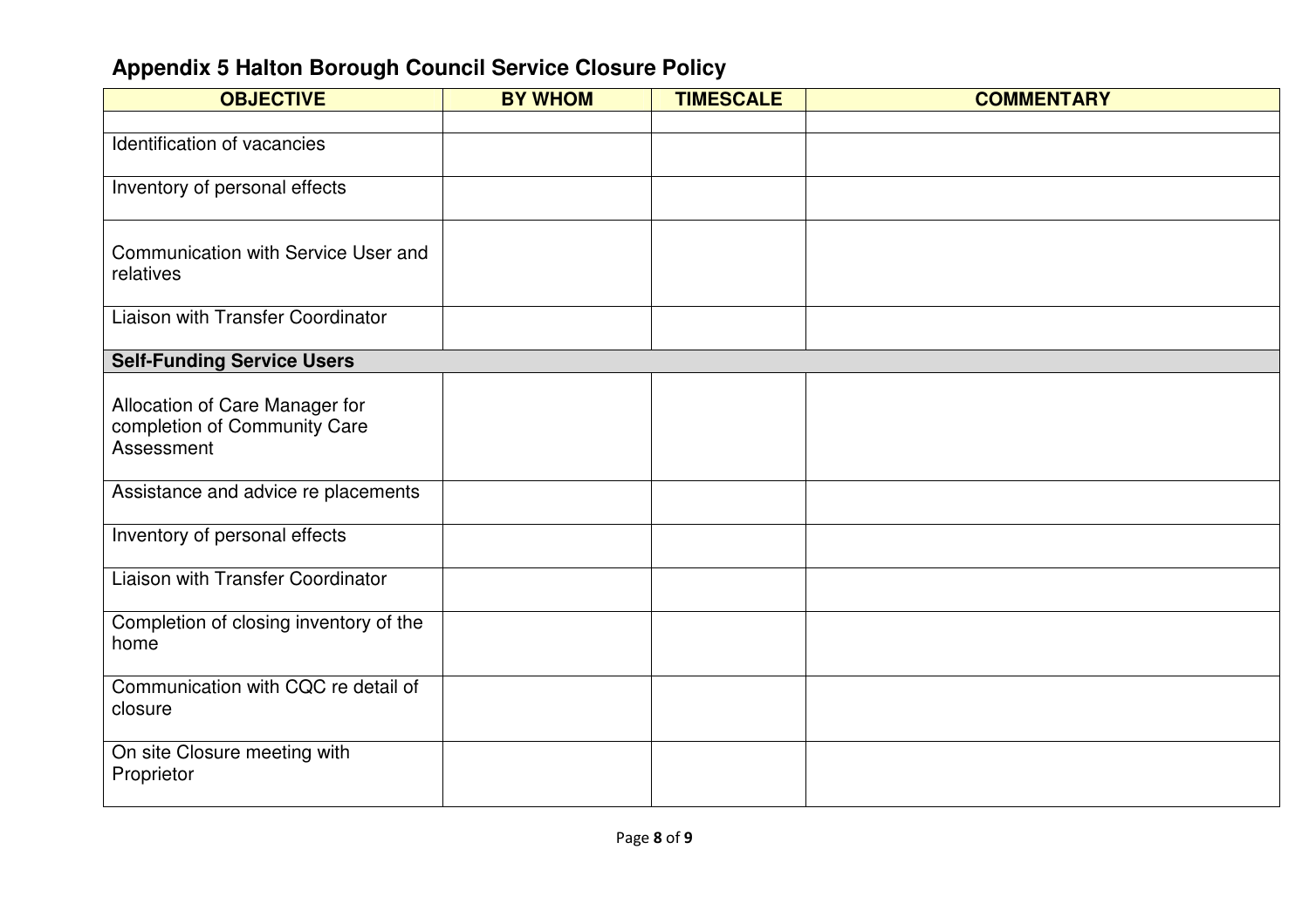## Appendix 5 Halton Borough Council Service Closure Policy

| OBJECTIVE | BY WHOM | TIMESCALE | COMMENTARY |
|---|---|---|---|
| | | | |
| Identification of vacancies | | | |
| Inventory of personal effects | | | |
| Communication with Service User and relatives | | | |
| Liaison with Transfer Coordinator | | | |
| **Self-Funding Service Users** | | | |
| Allocation of Care Manager for completion of Community Care Assessment | | | |
| Assistance and advice re placements | | | |
| Inventory of personal effects | | | |
| Liaison with Transfer Coordinator | | | |
| Completion of closing inventory of the home | | | |
| Communication with CQC re detail of closure | | | |
| On site Closure meeting with Proprietor | | | |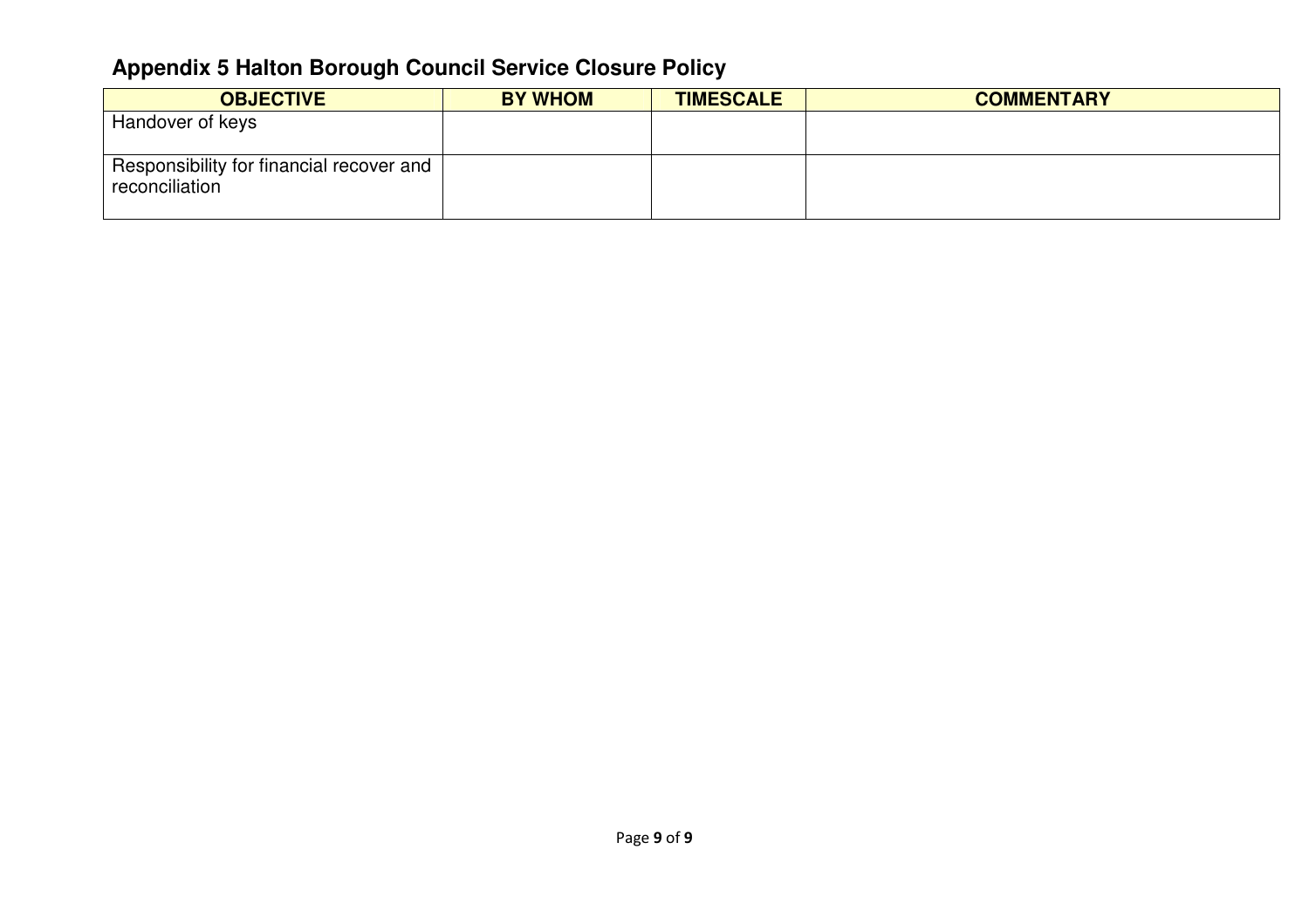## Appendix 5 Halton Borough Council Service Closure Policy

| OBJECTIVE | BY WHOM | TIMESCALE | COMMENTARY |
| --- | --- | --- | --- |
| Handover of keys | | | |
| Responsibility for financial recover and reconciliation | | | |